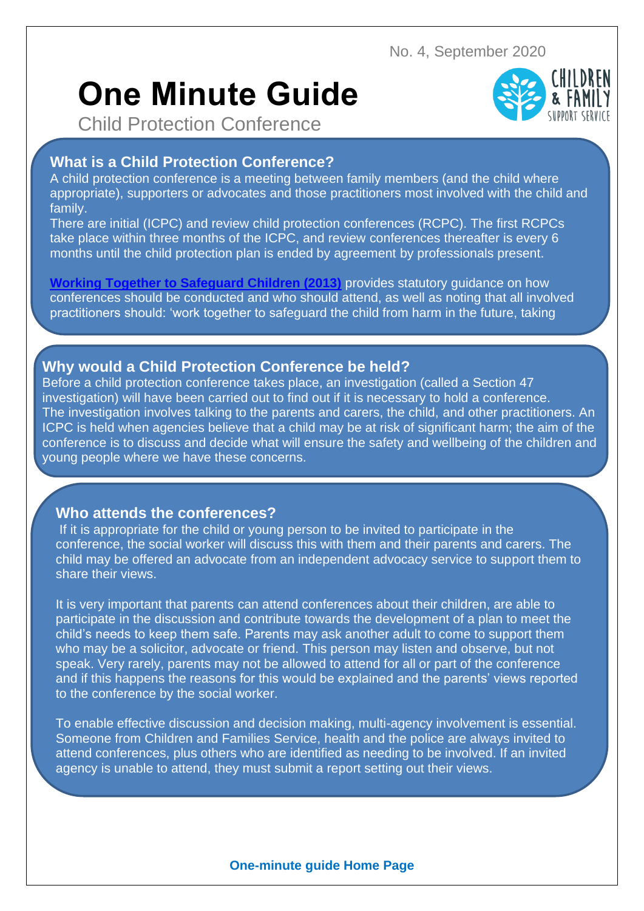No. 4, September 2020

# One Minute Guide

Child Protection Conference

## What is a Child Protection Conference?

A child protection conference is a meeting between family members (and the child where appropriate), supporters or advocates and those practitioners most involved with the child and family.

There are initial (ICPC) and review child protection conferences (RCPC). The first RCPCs take place within three months of the ICPC, and review conferences thereafter is every 6 months until the child protection plan is ended by agreement by professionals present.

**Working Together to Safeguard Children (2013)** provides statutory guidance on how conferences should be conducted and who should attend, as well as noting that all involved practitioners should: 'work together to safeguard the child from harm in the future, taking

## Why would a Child Protection Conference be held?

Before a child protection conference takes place, an investigation (called a Section 47 investigation) will have been carried out to find out if it is necessary to hold a conference. The investigation involves talking to the parents and carers, the child, and other practitioners. An ICPC is held when agencies believe that a child may be at risk of significant harm; the aim of the conference is to discuss and decide what will ensure the safety and wellbeing of the children and young people where we have these concerns.

## Who attends the conferences?

If it is appropriate for the child or young person to be invited to participate in the conference, the social worker will discuss this with them and their parents and carers. The child may be offered an advocate from an independent advocacy service to support them to share their views.

It is very important that parents can attend conferences about their children, are able to participate in the discussion and contribute towards the development of a plan to meet the child's needs to keep them safe. Parents may ask another adult to come to support them who may be a solicitor, advocate or friend. This person may listen and observe, but not speak. Very rarely, parents may not be allowed to attend for all or part of the conference and if this happens the reasons for this would be explained and the parents' views reported to the conference by the social worker.

To enable effective discussion and decision making, multi-agency involvement is essential. Someone from Children and Families Service, health and the police are always invited to attend conferences, plus others who are identified as needing to be involved. If an invited agency is unable to attend, they must submit a report setting out their views.

**One-minute guide Home Page**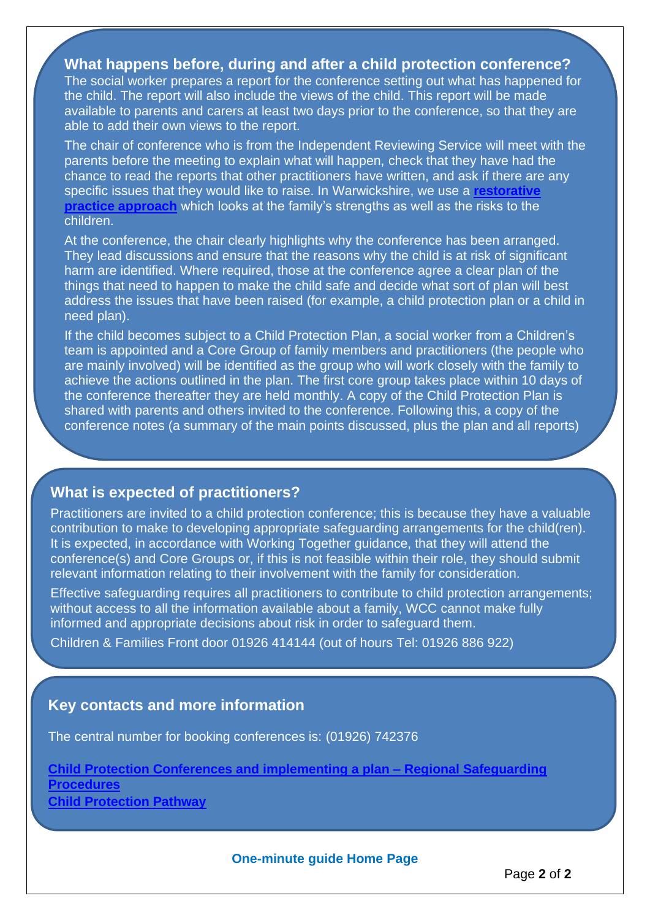## What happens before, during and after a child protection conference?

The social worker prepares a report for the conference setting out what has happened for the child. The report will also include the views of the child. This report will be made available to parents and carers at least two days prior to the conference, so that they are able to add their own views to the report.

The chair of conference who is from the Independent Reviewing Service will meet with the parents before the meeting to explain what will happen, check that they have had the chance to read the reports that other practitioners have written, and ask if there are any specific issues that they would like to raise. In Warwickshire, we use a **restorative practice approach** which looks at the family's strengths as well as the risks to the children.

At the conference, the chair clearly highlights why the conference has been arranged. They lead discussions and ensure that the reasons why the child is at risk of significant harm are identified. Where required, those at the conference agree a clear plan of the things that need to happen to make the child safe and decide what sort of plan will best address the issues that have been raised (for example, a child protection plan or a child in need plan).

If the child becomes subject to a Child Protection Plan, a social worker from a Children's team is appointed and a Core Group of family members and practitioners (the people who are mainly involved) will be identified as the group who will work closely with the family to achieve the actions outlined in the plan. The first core group takes place within 10 days of the conference thereafter they are held monthly. A copy of the Child Protection Plan is shared with parents and others invited to the conference. Following this, a copy of the conference notes (a summary of the main points discussed, plus the plan and all reports)

## What is expected of practitioners?

Practitioners are invited to a child protection conference; this is because they have a valuable contribution to make to developing appropriate safeguarding arrangements for the child(ren). It is expected, in accordance with Working Together guidance, that they will attend the conference(s) and Core Groups or, if this is not feasible within their role, they should submit relevant information relating to their involvement with the family for consideration.

Effective safeguarding requires all practitioners to contribute to child protection arrangements; without access to all the information available about a family, WCC cannot make fully informed and appropriate decisions about risk in order to safeguard them.

Children & Families Front door 01926 414144 (out of hours Tel: 01926 886 922)

## Key contacts and more information

The central number for booking conferences is: (01926) 742376

**Child Protection Conferences and implementing a plan – Regional Safeguarding Procedures**

**Child Protection Pathway**

**One-minute guide Home Page**